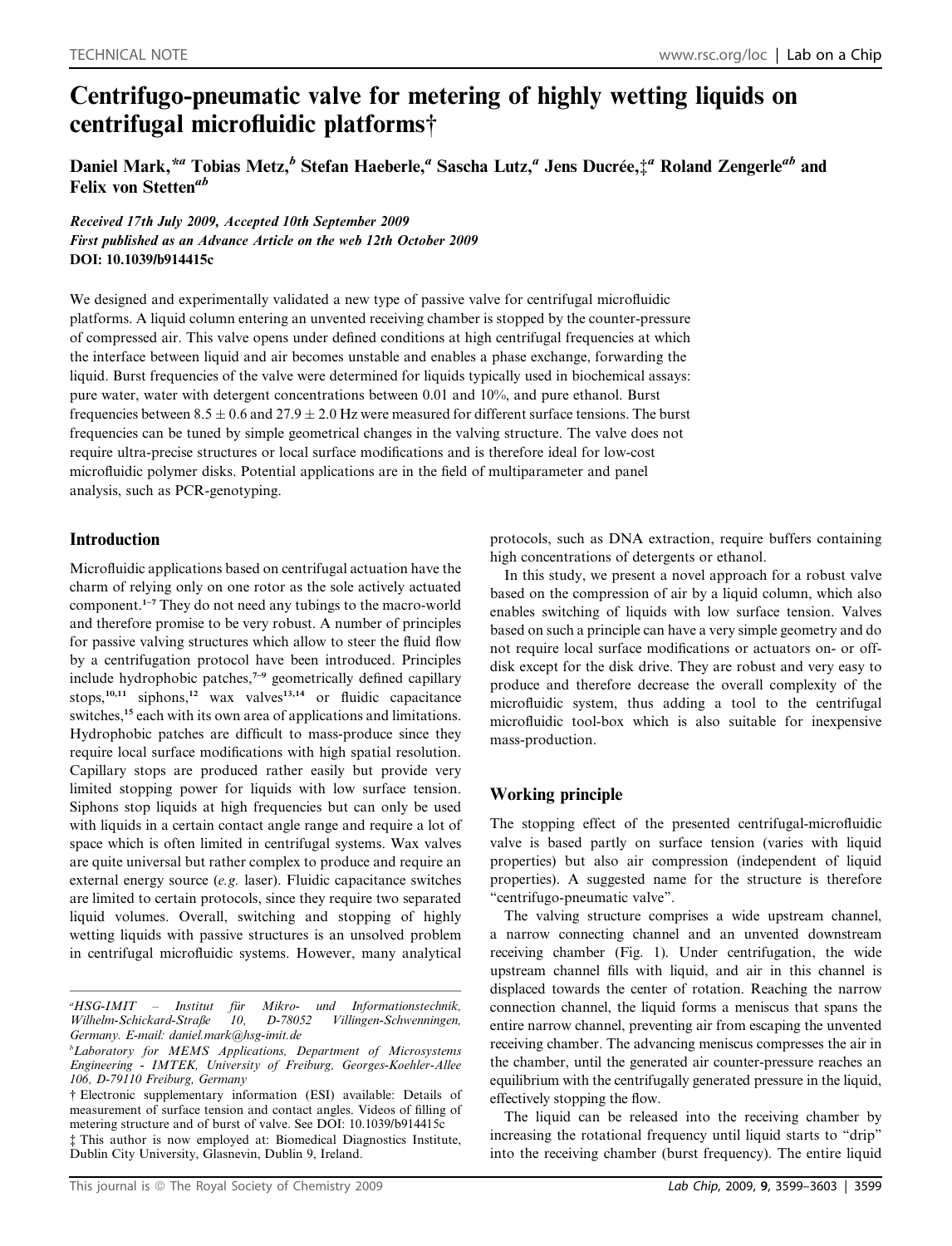TECHNICAL NOTE

# Centrifugo-pneumatic valve for metering of highly wetting liquids on centrifugal microfluidic platforms†

**Daniel Mark,\*[a] Tobias Metz,[b] Stefan Haeberle,[a] Sascha Lutz,[a] Jens Ducrée,‡[a] Roland Zengerle[ab] and Felix von Stetten[ab]**

*Received 17th July 2009, Accepted 10th September 2009*
*First published as an Advance Article on the web 12th October 2009*
**DOI: 10.1039/b914415c**

We designed and experimentally validated a new type of passive valve for centrifugal microfluidic platforms. A liquid column entering an unvented receiving chamber is stopped by the counter-pressure of compressed air. This valve opens under defined conditions at high centrifugal frequencies at which the interface between liquid and air becomes unstable and enables a phase exchange, forwarding the liquid. Burst frequencies of the valve were determined for liquids typically used in biochemical assays: pure water, water with detergent concentrations between 0.01 and 10%, and pure ethanol. Burst frequencies between $8.5 \pm 0.6$ and $27.9 \pm 2.0$ Hz were measured for different surface tensions. The burst frequencies can be tuned by simple geometrical changes in the valving structure. The valve does not require ultra-precise structures or local surface modifications and is therefore ideal for low-cost microfluidic polymer disks. Potential applications are in the field of multiparameter and panel analysis, such as PCR-genotyping.

## Introduction

Microfluidic applications based on centrifugal actuation have the charm of relying only on one rotor as the sole actively actuated component.[1–7] They do not need any tubings to the macro-world and therefore promise to be very robust. A number of principles for passive valving structures which allow to steer the fluid flow by a centrifugation protocol have been introduced. Principles include hydrophobic patches,[7–9] geometrically defined capillary stops,[10,11] siphons,[12] wax valves[13,14] or fluidic capacitance switches,[15] each with its own area of applications and limitations. Hydrophobic patches are difficult to mass-produce since they require local surface modifications with high spatial resolution. Capillary stops are produced rather easily but provide very limited stopping power for liquids with low surface tension. Siphons stop liquids at high frequencies but can only be used with liquids in a certain contact angle range and require a lot of space which is often limited in centrifugal systems. Wax valves are quite universal but rather complex to produce and require an external energy source (*e.g.* laser). Fluidic capacitance switches are limited to certain protocols, since they require two separated liquid volumes. Overall, switching and stopping of highly wetting liquids with passive structures is an unsolved problem in centrifugal microfluidic systems. However, many analytical protocols, such as DNA extraction, require buffers containing high concentrations of detergents or ethanol.

In this study, we present a novel approach for a robust valve based on the compression of air by a liquid column, which also enables switching of liquids with low surface tension. Valves based on such a principle can have a very simple geometry and do not require local surface modifications or actuators on- or off-disk except for the disk drive. They are robust and very easy to produce and therefore decrease the overall complexity of the microfluidic system, thus adding a tool to the centrifugal microfluidic tool-box which is also suitable for inexpensive mass-production.

## Working principle

The stopping effect of the presented centrifugal-microfluidic valve is based partly on surface tension (varies with liquid properties) but also air compression (independent of liquid properties). A suggested name for the structure is therefore "centrifugo-pneumatic valve".

The valving structure comprises a wide upstream channel, a narrow connecting channel and an unvented downstream receiving chamber (Fig. 1). Under centrifugation, the wide upstream channel fills with liquid, and air in this channel is displaced towards the center of rotation. Reaching the narrow connection channel, the liquid forms a meniscus that spans the entire narrow channel, preventing air from escaping the unvented receiving chamber. The advancing meniscus compresses the air in the chamber, until the generated air counter-pressure reaches an equilibrium with the centrifugally generated pressure in the liquid, effectively stopping the flow.

The liquid can be released into the receiving chamber by increasing the rotational frequency until liquid starts to "drip" into the receiving chamber (burst frequency). The entire liquid

[a] HSG-IMIT – Institut für Mikro- und Informationstechnik, Wilhelm-Schickard-Straße 10, D-78052 Villingen-Schwenningen, Germany. E-mail: daniel.mark@hsg-imit.de

[b] Laboratory for MEMS Applications, Department of Microsystems Engineering - IMTEK, University of Freiburg, Georges-Koehler-Allee 106, D-79110 Freiburg, Germany

† Electronic supplementary information (ESI) available: Details of measurement of surface tension and contact angles. Videos of filling of metering structure and of burst of valve. See DOI: 10.1039/b914415c

‡ This author is now employed at: Biomedical Diagnostics Institute, Dublin City University, Glasnevin, Dublin 9, Ireland.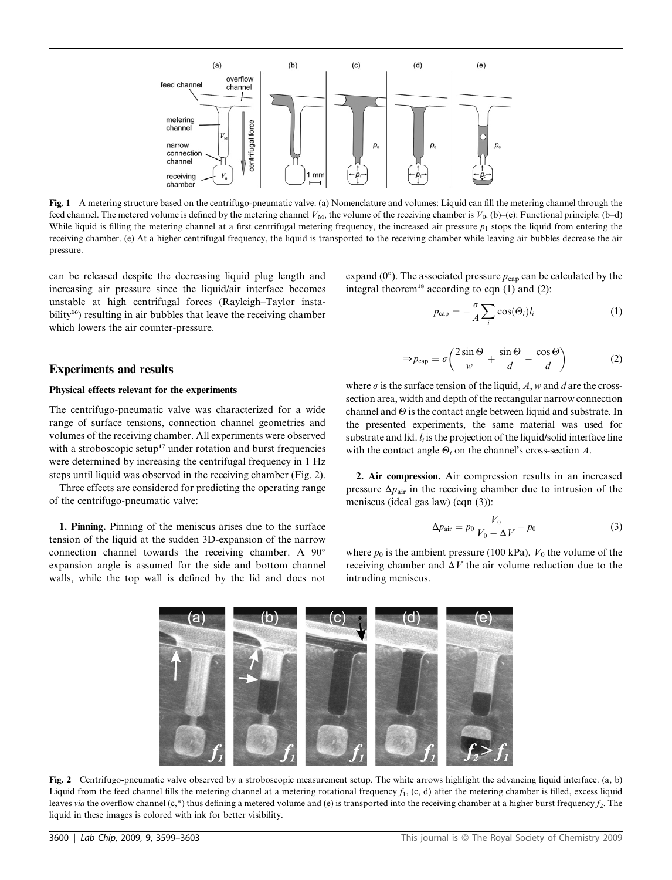Fig. 1 A metering structure based on the centrifugo-pneumatic valve. (a) Nomenclature and volumes: Liquid can fill the metering channel through the feed channel. The metered volume is defined by the metering channel $V_M$, the volume of the receiving chamber is $V_0$. (b)–(e): Functional principle: (b–d) While liquid is filling the metering channel at a first centrifugal metering frequency, the increased air pressure $p_1$ stops the liquid from entering the receiving chamber. (e) At a higher centrifugal frequency, the liquid is transported to the receiving chamber while leaving air bubbles decrease the air pressure.

can be released despite the decreasing liquid plug length and increasing air pressure since the liquid/air interface becomes unstable at high centrifugal forces (Rayleigh–Taylor instability[16]) resulting in air bubbles that leave the receiving chamber which lowers the air counter-pressure.

## Experiments and results

### Physical effects relevant for the experiments

The centrifugo-pneumatic valve was characterized for a wide range of surface tensions, connection channel geometries and volumes of the receiving chamber. All experiments were observed with a stroboscopic setup[17] under rotation and burst frequencies were determined by increasing the centrifugal frequency in 1 Hz steps until liquid was observed in the receiving chamber (Fig. 2).

Three effects are considered for predicting the operating range of the centrifugo-pneumatic valve:

**1. Pinning.** Pinning of the meniscus arises due to the surface tension of the liquid at the sudden 3D-expansion of the narrow connection channel towards the receiving chamber. A 90° expansion angle is assumed for the side and bottom channel walls, while the top wall is defined by the lid and does not expand (0°). The associated pressure $p_{cap}$ can be calculated by the integral theorem[18] according to eqn (1) and (2):

$$p_{cap} = -\frac{\sigma}{A}\sum_{i}\cos(\Theta_i)l_i \tag{1}$$

$$\Rightarrow p_{cap} = \sigma\left(\frac{2\sin\Theta}{w} + \frac{\sin\Theta}{d} - \frac{\cos\Theta}{d}\right) \tag{2}$$

where $\sigma$ is the surface tension of the liquid, $A$, $w$ and $d$ are the cross-section area, width and depth of the rectangular narrow connection channel and $\Theta$ is the contact angle between liquid and substrate. In the presented experiments, the same material was used for substrate and lid. $l_i$ is the projection of the liquid/solid interface line with the contact angle $\Theta_i$ on the channel's cross-section $A$.

**2. Air compression.** Air compression results in an increased pressure $\Delta p_{air}$ in the receiving chamber due to intrusion of the meniscus (ideal gas law) (eqn (3)):

$$\Delta p_{air} = p_0\frac{V_0}{V_0 - \Delta V} - p_0 \tag{3}$$

where $p_0$ is the ambient pressure (100 kPa), $V_0$ the volume of the receiving chamber and $\Delta V$ the air volume reduction due to the intruding meniscus.

Fig. 2 Centrifugo-pneumatic valve observed by a stroboscopic measurement setup. The white arrows highlight the advancing liquid interface. (a, b) Liquid from the feed channel fills the metering channel at a metering rotational frequency $f_1$, (c, d) after the metering chamber is filled, excess liquid leaves *via* the overflow channel (c,*) thus defining a metered volume and (e) is transported into the receiving chamber at a higher burst frequency $f_2$. The liquid in these images is colored with ink for better visibility.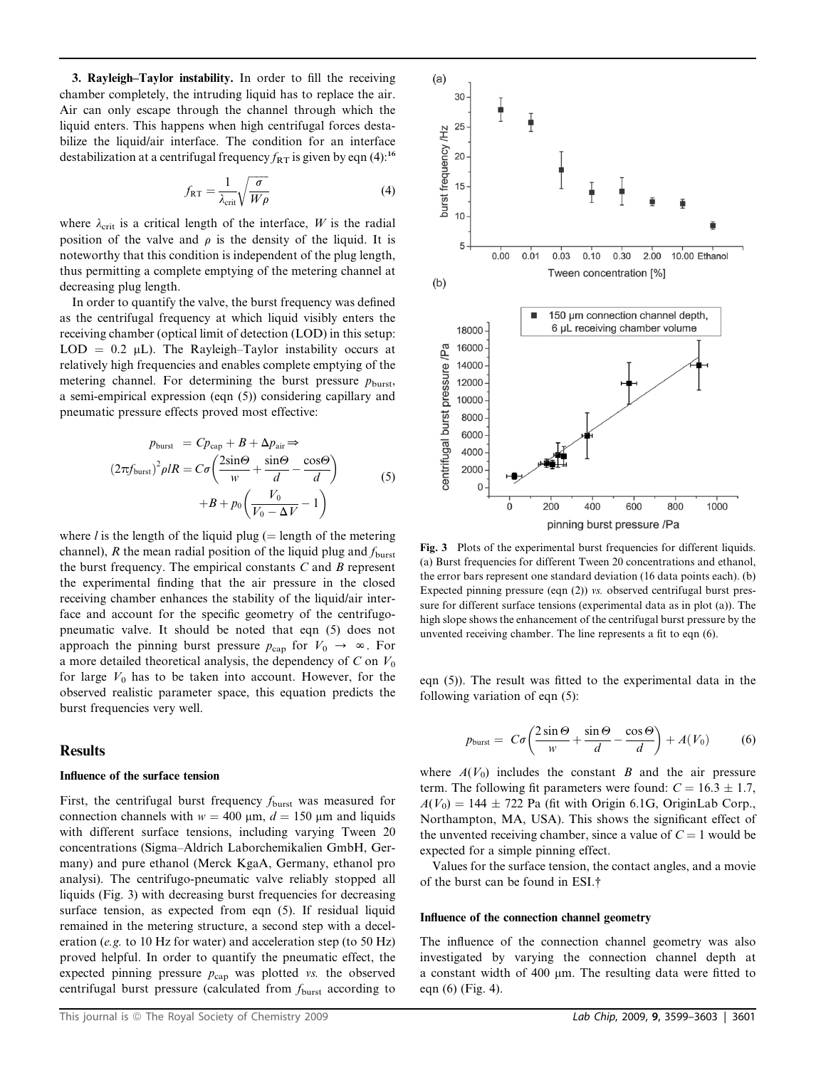**3. Rayleigh–Taylor instability.** In order to fill the receiving chamber completely, the intruding liquid has to replace the air. Air can only escape through the channel through which the liquid enters. This happens when high centrifugal forces destabilize the liquid/air interface. The condition for an interface destabilization at a centrifugal frequency $f_{RT}$ is given by eqn (4):[16]

$$f_{RT} = \frac{1}{\lambda_{crit}}\sqrt{\frac{\sigma}{W\rho}} \tag{4}$$

where $\lambda_{crit}$ is a critical length of the interface, $W$ is the radial position of the valve and $\rho$ is the density of the liquid. It is noteworthy that this condition is independent of the plug length, thus permitting a complete emptying of the metering channel at decreasing plug length.

In order to quantify the valve, the burst frequency was defined as the centrifugal frequency at which liquid visibly enters the receiving chamber (optical limit of detection (LOD) in this setup: LOD = 0.2 μL). The Rayleigh–Taylor instability occurs at relatively high frequencies and enables complete emptying of the metering channel. For determining the burst pressure $p_{burst}$, a semi-empirical expression (eqn (5)) considering capillary and pneumatic pressure effects proved most effective:

$$\begin{aligned} p_{burst} &= Cp_{cap} + B + \Delta p_{air} \Rightarrow \\ (2\pi f_{burst})^2 \rho l R &= C\sigma\left(\frac{2\sin\Theta}{w} + \frac{\sin\Theta}{d} - \frac{\cos\Theta}{d}\right) \\ &\quad + B + p_0\left(\frac{V_0}{V_0 - \Delta V} - 1\right) \end{aligned} \tag{5}$$

where $l$ is the length of the liquid plug (= length of the metering channel), $R$ the mean radial position of the liquid plug and $f_{burst}$ the burst frequency. The empirical constants $C$ and $B$ represent the experimental finding that the air pressure in the closed receiving chamber enhances the stability of the liquid/air interface and account for the specific geometry of the centrifugo-pneumatic valve. It should be noted that eqn (5) does not approach the pinning burst pressure $p_{cap}$ for $V_0 \rightarrow \infty$. For a more detailed theoretical analysis, the dependency of $C$ on $V_0$ for large $V_0$ has to be taken into account. However, for the observed realistic parameter space, this equation predicts the burst frequencies very well.

## Results

### Influence of the surface tension

First, the centrifugal burst frequency $f_{burst}$ was measured for connection channels with $w$ = 400 μm, $d$ = 150 μm and liquids with different surface tensions, including varying Tween 20 concentrations (Sigma–Aldrich Laborchemikalien GmbH, Germany) and pure ethanol (Merck KgaA, Germany, ethanol pro analysi). The centrifugo-pneumatic valve reliably stopped all liquids (Fig. 3) with decreasing burst frequencies for decreasing surface tension, as expected from eqn (5). If residual liquid remained in the metering structure, a second step with a deceleration (*e.g.* to 10 Hz for water) and acceleration step (to 50 Hz) proved helpful. In order to quantify the pneumatic effect, the expected pinning pressure $p_{cap}$ was plotted *vs.* the observed centrifugal burst pressure (calculated from $f_{burst}$ according to eqn (5)). The result was fitted to the experimental data in the following variation of eqn (5):

$$p_{burst} = C\sigma\left(\frac{2\sin\Theta}{w} + \frac{\sin\Theta}{d} - \frac{\cos\Theta}{d}\right) + A(V_0) \tag{6}$$

where $A(V_0)$ includes the constant $B$ and the air pressure term. The following fit parameters were found: $C = 16.3 \pm 1.7$, $A(V_0) = 144 \pm 722$ Pa (fit with Origin 6.1G, OriginLab Corp., Northampton, MA, USA). This shows the significant effect of the unvented receiving chamber, since a value of $C = 1$ would be expected for a simple pinning effect.

Values for the surface tension, the contact angles, and a movie of the burst can be found in ESI.†

Fig. 3 Plots of the experimental burst frequencies for different liquids. (a) Burst frequencies for different Tween 20 concentrations and ethanol, the error bars represent one standard deviation (16 data points each). (b) Expected pinning pressure (eqn (2)) *vs.* observed centrifugal burst pressure for different surface tensions (experimental data as in plot (a)). The high slope shows the enhancement of the centrifugal burst pressure by the unvented receiving chamber. The line represents a fit to eqn (6).

### Influence of the connection channel geometry

The influence of the connection channel geometry was also investigated by varying the connection channel depth at a constant width of 400 μm. The resulting data were fitted to eqn (6) (Fig. 4).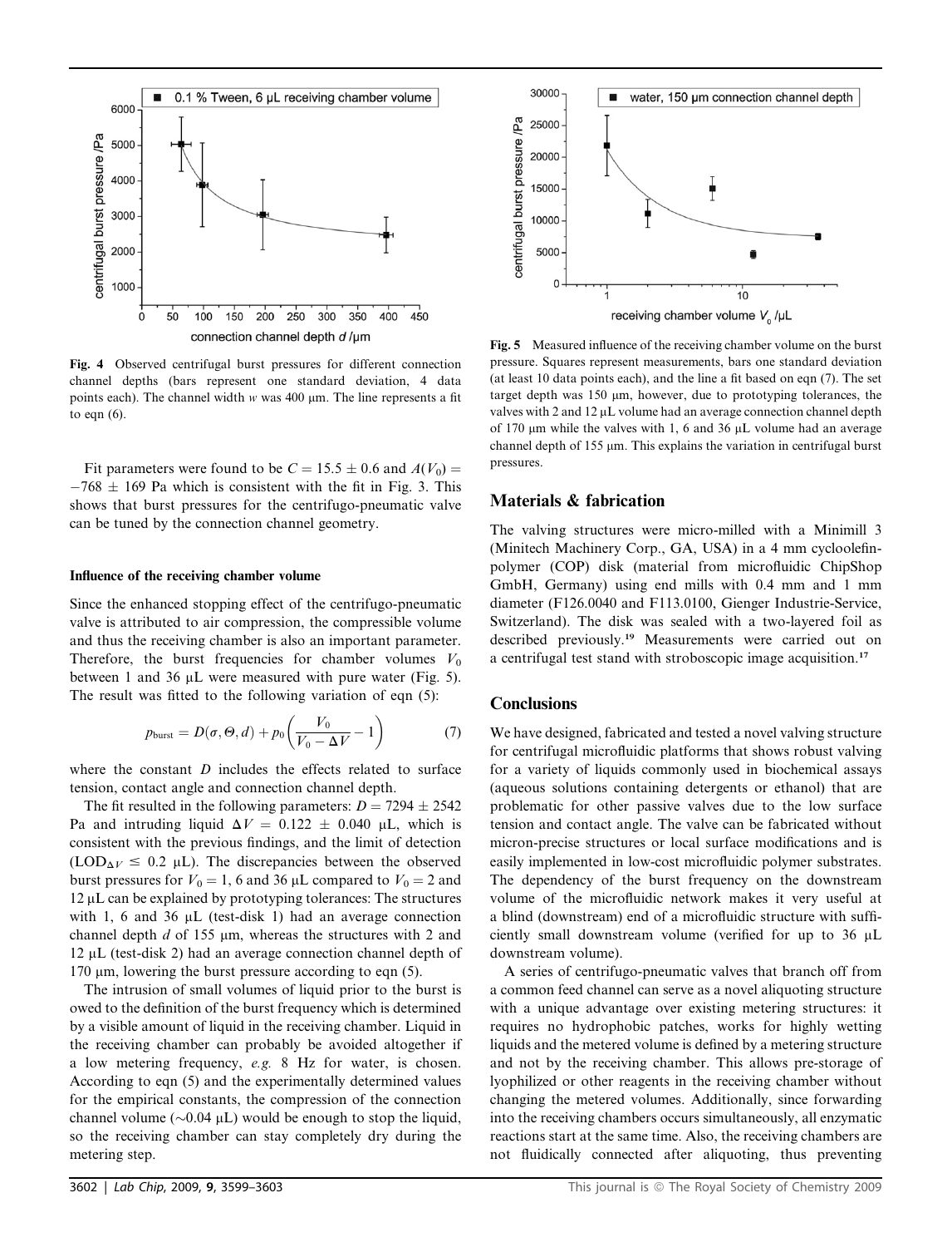Fig. 4 Observed centrifugal burst pressures for different connection channel depths (bars represent one standard deviation, 4 data points each). The channel width $w$ was 400 μm. The line represents a fit to eqn (6).

Fit parameters were found to be $C = 15.5 \pm 0.6$ and $A(V_0) = -768 \pm 169$ Pa which is consistent with the fit in Fig. 3. This shows that burst pressures for the centrifugo-pneumatic valve can be tuned by the connection channel geometry.

#### Influence of the receiving chamber volume

Since the enhanced stopping effect of the centrifugo-pneumatic valve is attributed to air compression, the compressible volume and thus the receiving chamber is also an important parameter. Therefore, the burst frequencies for chamber volumes $V_0$ between 1 and 36 μL were measured with pure water (Fig. 5). The result was fitted to the following variation of eqn (5):

$$p_{\text{burst}} = D(\sigma, \Theta, d) + p_0 \left( \frac{V_0}{V_0 - \Delta V} - 1 \right) \tag{7}$$

where the constant $D$ includes the effects related to surface tension, contact angle and connection channel depth.

The fit resulted in the following parameters: $D = 7294 \pm 2542$ Pa and intruding liquid $\Delta V = 0.122 \pm 0.040$ μL, which is consistent with the previous findings, and the limit of detection ($\text{LOD}_{\Delta V} \leq 0.2$ μL). The discrepancies between the observed burst pressures for $V_0 = 1$, 6 and 36 μL compared to $V_0 = 2$ and 12 μL can be explained by prototyping tolerances: The structures with 1, 6 and 36 μL (test-disk 1) had an average connection channel depth $d$ of 155 μm, whereas the structures with 2 and 12 μL (test-disk 2) had an average connection channel depth of 170 μm, lowering the burst pressure according to eqn (5).

The intrusion of small volumes of liquid prior to the burst is owed to the definition of the burst frequency which is determined by a visible amount of liquid in the receiving chamber. Liquid in the receiving chamber can probably be avoided altogether if a low metering frequency, *e.g.* 8 Hz for water, is chosen. According to eqn (5) and the experimentally determined values for the empirical constants, the compression of the connection channel volume (~0.04 μL) would be enough to stop the liquid, so the receiving chamber can stay completely dry during the metering step.

Fig. 5 Measured influence of the receiving chamber volume on the burst pressure. Squares represent measurements, bars one standard deviation (at least 10 data points each), and the line a fit based on eqn (7). The set target depth was 150 μm, however, due to prototyping tolerances, the valves with 2 and 12 μL volume had an average connection channel depth of 170 μm while the valves with 1, 6 and 36 μL volume had an average channel depth of 155 μm. This explains the variation in centrifugal burst pressures.

## Materials & fabrication

The valving structures were micro-milled with a Minimill 3 (Minitech Machinery Corp., GA, USA) in a 4 mm cycloolefin-polymer (COP) disk (material from microfluidic ChipShop GmbH, Germany) using end mills with 0.4 mm and 1 mm diameter (F126.0040 and F113.0100, Gienger Industrie-Service, Switzerland). The disk was sealed with a two-layered foil as described previously.[19] Measurements were carried out on a centrifugal test stand with stroboscopic image acquisition.[17]

## Conclusions

We have designed, fabricated and tested a novel valving structure for centrifugal microfluidic platforms that shows robust valving for a variety of liquids commonly used in biochemical assays (aqueous solutions containing detergents or ethanol) that are problematic for other passive valves due to the low surface tension and contact angle. The valve can be fabricated without micron-precise structures or local surface modifications and is easily implemented in low-cost microfluidic polymer substrates. The dependency of the burst frequency on the downstream volume of the microfluidic network makes it very useful at a blind (downstream) end of a microfluidic structure with sufficiently small downstream volume (verified for up to 36 μL downstream volume).

A series of centrifugo-pneumatic valves that branch off from a common feed channel can serve as a novel aliquoting structure with a unique advantage over existing metering structures: it requires no hydrophobic patches, works for highly wetting liquids and the metered volume is defined by a metering structure and not by the receiving chamber. This allows pre-storage of lyophilized or other reagents in the receiving chamber without changing the metered volumes. Additionally, since forwarding into the receiving chambers occurs simultaneously, all enzymatic reactions start at the same time. Also, the receiving chambers are not fluidically connected after aliquoting, thus preventing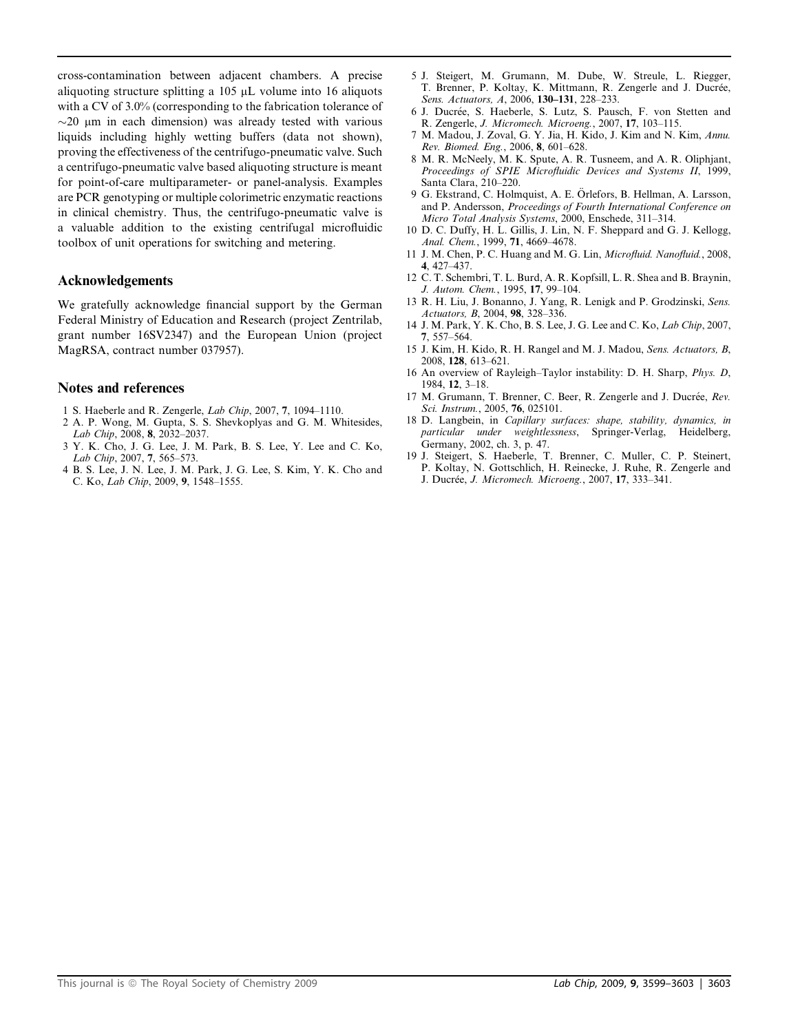cross-contamination between adjacent chambers. A precise aliquoting structure splitting a 105 μL volume into 16 aliquots with a CV of 3.0% (corresponding to the fabrication tolerance of ~20 μm in each dimension) was already tested with various liquids including highly wetting buffers (data not shown), proving the effectiveness of the centrifugo-pneumatic valve. Such a centrifugo-pneumatic valve based aliquoting structure is meant for point-of-care multiparameter- or panel-analysis. Examples are PCR genotyping or multiple colorimetric enzymatic reactions in clinical chemistry. Thus, the centrifugo-pneumatic valve is a valuable addition to the existing centrifugal microfluidic toolbox of unit operations for switching and metering.

## Acknowledgements

We gratefully acknowledge financial support by the German Federal Ministry of Education and Research (project Zentrilab, grant number 16SV2347) and the European Union (project MagRSA, contract number 037957).

## Notes and references

1 S. Haeberle and R. Zengerle, *Lab Chip*, 2007, **7**, 1094–1110.
2 A. P. Wong, M. Gupta, S. S. Shevkoplyas and G. M. Whitesides, *Lab Chip*, 2008, **8**, 2032–2037.
3 Y. K. Cho, J. G. Lee, J. M. Park, B. S. Lee, Y. Lee and C. Ko, *Lab Chip*, 2007, **7**, 565–573.
4 B. S. Lee, J. N. Lee, J. M. Park, J. G. Lee, S. Kim, Y. K. Cho and C. Ko, *Lab Chip*, 2009, **9**, 1548–1555.
5 J. Steigert, M. Grumann, M. Dube, W. Streule, L. Riegger, T. Brenner, P. Koltay, K. Mittmann, R. Zengerle and J. Ducrée, *Sens. Actuators, A*, 2006, **130–131**, 228–233.
6 J. Ducrée, S. Haeberle, S. Lutz, S. Pausch, F. von Stetten and R. Zengerle, *J. Micromech. Microeng.*, 2007, **17**, 103–115.
7 M. Madou, J. Zoval, G. Y. Jia, H. Kido, J. Kim and N. Kim, *Annu. Rev. Biomed. Eng.*, 2006, **8**, 601–628.
8 M. R. McNeely, M. K. Spute, A. R. Tusneem, and A. R. Oliphjant, *Proceedings of SPIE Microfluidic Devices and Systems II*, 1999, Santa Clara, 210–220.
9 G. Ekstrand, C. Holmquist, A. E. Örlefors, B. Hellman, A. Larsson, and P. Andersson, *Proceedings of Fourth International Conference on Micro Total Analysis Systems*, 2000, Enschede, 311–314.
10 D. C. Duffy, H. L. Gillis, J. Lin, N. F. Sheppard and G. J. Kellogg, *Anal. Chem.*, 1999, **71**, 4669–4678.
11 J. M. Chen, P. C. Huang and M. G. Lin, *Microfluid. Nanofluid.*, 2008, **4**, 427–437.
12 C. T. Schembri, T. L. Burd, A. R. Kopfsill, L. R. Shea and B. Braynin, *J. Autom. Chem.*, 1995, **17**, 99–104.
13 R. H. Liu, J. Bonanno, J. Yang, R. Lenigk and P. Grodzinski, *Sens. Actuators, B*, 2004, **98**, 328–336.
14 J. M. Park, Y. K. Cho, B. S. Lee, J. G. Lee and C. Ko, *Lab Chip*, 2007, **7**, 557–564.
15 J. Kim, H. Kido, R. H. Rangel and M. J. Madou, *Sens. Actuators, B*, 2008, **128**, 613–621.
16 An overview of Rayleigh–Taylor instability: D. H. Sharp, *Phys. D*, 1984, **12**, 3–18.
17 M. Grumann, T. Brenner, C. Beer, R. Zengerle and J. Ducrée, *Rev. Sci. Instrum.*, 2005, **76**, 025101.
18 D. Langbein, in *Capillary surfaces: shape, stability, dynamics, in particular under weightlessness*, Springer-Verlag, Heidelberg, Germany, 2002, ch. 3, p. 47.
19 J. Steigert, S. Haeberle, T. Brenner, C. Muller, C. P. Steinert, P. Koltay, N. Gottschlich, H. Reinecke, J. Ruhe, R. Zengerle and J. Ducrée, *J. Micromech. Microeng.*, 2007, **17**, 333–341.